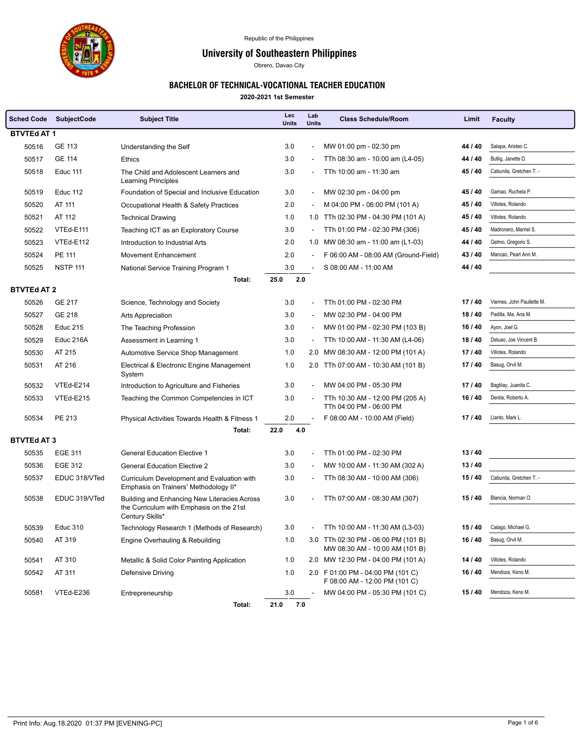Republic of the Philippines

# University of Southeastern Philippines

Obrero, Davao City

## BACHELOR OF TECHNICAL-VOCATIONAL TEACHER EDUCATION

**2020-2021 1st Semester**

| Sched Code | SubjectCode | Subject Title | Lec Units | Lab Units | Class Schedule/Room | Limit | Faculty |
|---|---|---|---|---|---|---|---|
| **BTVTEd AT 1** | | | | | | | |
| 50516 | GE 113 | Understanding the Self | 3.0 | - | MW 01:00 pm - 02:30 pm | 44 / 40 | Salapa, Aristeo C. |
| 50517 | GE 114 | Ethics | 3.0 | - | TTh 08:30 am - 10:00 am (L4-05) | 44 / 40 | Butlig, Janette D. |
| 50518 | Educ 111 | The Child and Adolescent Learners and Learning Principles | 3.0 | - | TTh 10:00 am - 11:30 am | 45 / 40 | Cabunita, Gretchen T. - |
| 50519 | Educ 112 | Foundation of Special and Inclusive Education | 3.0 | - | MW 02:30 pm - 04:00 pm | 45 / 40 | Gamao, Ruchela P. |
| 50520 | AT 111 | Occupational Health & Safety Practices | 2.0 | - | M 04:00 PM - 06:00 PM (101 A) | 45 / 40 | Villotes, Rolando |
| 50521 | AT 112 | Technical Drawing | 1.0 | 1.0 | TTh 02:30 PM - 04:30 PM (101 A) | 45 / 40 | Villotes, Rolando |
| 50522 | VTEd-E111 | Teaching ICT as an Exploratory Course | 3.0 | - | TTh 01:00 PM - 02:30 PM (306) | 45 / 40 | Madronero, Marriel S. |
| 50523 | VTEd-E112 | Introduction to Industrial Arts | 2.0 | 1.0 | MW 08:30 am - 11:00 am (L1-03) | 44 / 40 | Gelmo, Gregorio S. |
| 50524 | PE 111 | Movement Enhancement | 2.0 | - | F 06:00 AM - 08:00 AM (Ground-Field) | 43 / 40 | Mancao, Pearl Ann M. |
| 50525 | NSTP 111 | National Service Training Program 1 | 3.0 | - | S 08:00 AM - 11:00 AM | 44 / 40 | |
| | | **Total:** | **25.0** | **2.0** | | | |
| **BTVTEd AT 2** | | | | | | | |
| 50526 | GE 217 | Science, Technology and Society | 3.0 | - | TTh 01:00 PM - 02:30 PM | 17 / 40 | Viernes, John Paullette M. |
| 50527 | GE 218 | Arts Appreciation | 3.0 | - | MW 02:30 PM - 04:00 PM | 18 / 40 | Padilla, Ma. Ana M. |
| 50528 | Educ 215 | The Teaching Profession | 3.0 | - | MW 01:00 PM - 02:30 PM (103 B) | 16 / 40 | Ayon, Joel G. |
| 50529 | Educ 216A | Assessment in Learning 1 | 3.0 | - | TTh 10:00 AM - 11:30 AM (L4-06) | 18 / 40 | Deluao, Joe Vincent B. |
| 50530 | AT 215 | Automotive Service Shop Management | 1.0 | 2.0 | MW 08:30 AM - 12:00 PM (101 A) | 17 / 40 | Villotes, Rolando |
| 50531 | AT 216 | Electrical & Electronic Engine Management System | 1.0 | 2.0 | TTh 07:00 AM - 10:30 AM (101 B) | 17 / 40 | Basug, Orvil M. |
| 50532 | VTEd-E214 | Introduction to Agriculture and Fisheries | 3.0 | - | MW 04:00 PM - 05:30 PM | 17 / 40 | Bagtilay, Juanita C. |
| 50533 | VTEd-E215 | Teaching the Common Competencies in ICT | 3.0 | - | TTh 10:30 AM - 12:00 PM (205 A)<br>TTh 04:00 PM - 06:00 PM | 16 / 40 | Denila, Roberto A. |
| 50534 | PE 213 | Physical Activities Towards Health & Fitness 1 | 2.0 | - | F 08:00 AM - 10:00 AM (Field) | 17 / 40 | Llanto, Mark L. |
| | | **Total:** | **22.0** | **4.0** | | | |
| **BTVTEd AT 3** | | | | | | | |
| 50535 | EGE 311 | General Education Elective 1 | 3.0 | - | TTh 01:00 PM - 02:30 PM | 13 / 40 | |
| 50536 | EGE 312 | General Education Elective 2 | 3.0 | - | MW 10:00 AM - 11:30 AM (302 A) | 13 / 40 | |
| 50537 | EDUC 318/VTed | Curriculum Development and Evaluation with Emphasis on Trainers' Methodology II* | 3.0 | - | TTh 08:30 AM - 10:00 AM (306) | 15 / 40 | Cabunita, Gretchen T. - |
| 50538 | EDUC 319/VTed | Building and Enhancing New Literacies Across the Curriculum with Emphasis on the 21st Century Skills* | 3.0 | - | TTh 07:00 AM - 08:30 AM (307) | 15 / 40 | Blancia, Norman O. |
| 50539 | Educ 310 | Technology Research 1 (Methods of Research) | 3.0 | - | TTh 10:00 AM - 11:30 AM (L3-03) | 15 / 40 | Calago, Michael G. |
| 50540 | AT 319 | Engine Overhauling & Rebuilding | 1.0 | 3.0 | TTh 02:30 PM - 06:00 PM (101 B)<br>MW 08:30 AM - 10:00 AM (101 B) | 16 / 40 | Basug, Orvil M. |
| 50541 | AT 310 | Metallic & Solid Color Painting Application | 1.0 | 2.0 | MW 12:30 PM - 04:00 PM (101 A) | 14 / 40 | Villotes, Rolando |
| 50542 | AT 311 | Defensive Driving | 1.0 | 2.0 | F 01:00 PM - 04:00 PM (101 C)<br>F 08:00 AM - 12:00 PM (101 C) | 16 / 40 | Mendoza, Keno M. |
| 50581 | VTEd-E236 | Entrepreneurship | 3.0 | - | MW 04:00 PM - 05:30 PM (101 C) | 15 / 40 | Mendoza, Keno M. |
| | | **Total:** | **21.0** | **7.0** | | | |

Print Info: Aug.18.2020 01:37 PM [EVENING-PC]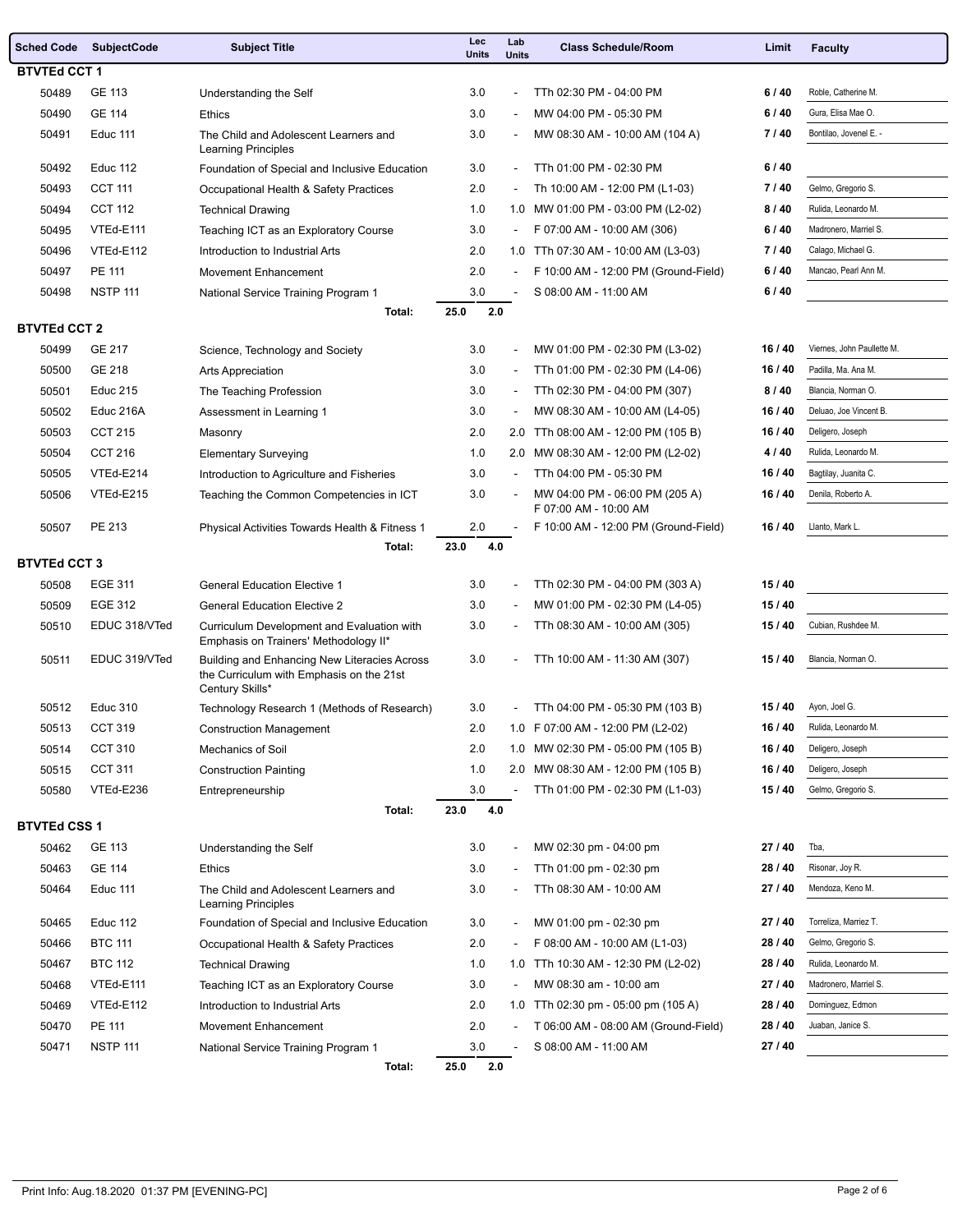| Sched Code | SubjectCode | Subject Title | Lec Units | Lab Units | Class Schedule/Room | Limit | Faculty |
|---|---|---|---|---|---|---|---|
| **BTVTEd CCT 1** | | | | | | | |
| 50489 | GE 113 | Understanding the Self | 3.0 | - | TTh 02:30 PM - 04:00 PM | **6 / 40** | Roble, Catherine M. |
| 50490 | GE 114 | Ethics | 3.0 | - | MW 04:00 PM - 05:30 PM | **6 / 40** | Gura, Elisa Mae O. |
| 50491 | Educ 111 | The Child and Adolescent Learners and Learning Principles | 3.0 | - | MW 08:30 AM - 10:00 AM (104 A) | **7 / 40** | Bontilao, Jovenel E. - |
| 50492 | Educ 112 | Foundation of Special and Inclusive Education | 3.0 | - | TTh 01:00 PM - 02:30 PM | **6 / 40** | |
| 50493 | CCT 111 | Occupational Health & Safety Practices | 2.0 | - | Th 10:00 AM - 12:00 PM (L1-03) | **7 / 40** | Gelmo, Gregorio S. |
| 50494 | CCT 112 | Technical Drawing | 1.0 | 1.0 | MW 01:00 PM - 03:00 PM (L2-02) | **8 / 40** | Rulida, Leonardo M. |
| 50495 | VTEd-E111 | Teaching ICT as an Exploratory Course | 3.0 | - | F 07:00 AM - 10:00 AM (306) | **6 / 40** | Madronero, Marriel S. |
| 50496 | VTEd-E112 | Introduction to Industrial Arts | 2.0 | 1.0 | TTh 07:30 AM - 10:00 AM (L3-03) | **7 / 40** | Calago, Michael G. |
| 50497 | PE 111 | Movement Enhancement | 2.0 | - | F 10:00 AM - 12:00 PM (Ground-Field) | **6 / 40** | Mancao, Pearl Ann M. |
| 50498 | NSTP 111 | National Service Training Program 1 | 3.0 | - | S 08:00 AM - 11:00 AM | **6 / 40** | |
| | | **Total:** | **25.0** | **2.0** | | | |
| **BTVTEd CCT 2** | | | | | | | |
| 50499 | GE 217 | Science, Technology and Society | 3.0 | - | MW 01:00 PM - 02:30 PM (L3-02) | **16 / 40** | Viernes, John Paullette M. |
| 50500 | GE 218 | Arts Appreciation | 3.0 | - | TTh 01:00 PM - 02:30 PM (L4-06) | **16 / 40** | Padilla, Ma. Ana M. |
| 50501 | Educ 215 | The Teaching Profession | 3.0 | - | TTh 02:30 PM - 04:00 PM (307) | **8 / 40** | Blancia, Norman O. |
| 50502 | Educ 216A | Assessment in Learning 1 | 3.0 | - | MW 08:30 AM - 10:00 AM (L4-05) | **16 / 40** | Deluao, Joe Vincent B. |
| 50503 | CCT 215 | Masonry | 2.0 | 2.0 | TTh 08:00 AM - 12:00 PM (105 B) | **16 / 40** | Deligero, Joseph |
| 50504 | CCT 216 | Elementary Surveying | 1.0 | 2.0 | MW 08:30 AM - 12:00 PM (L2-02) | **4 / 40** | Rulida, Leonardo M. |
| 50505 | VTEd-E214 | Introduction to Agriculture and Fisheries | 3.0 | - | TTh 04:00 PM - 05:30 PM | **16 / 40** | Bagtilay, Juanita C. |
| 50506 | VTEd-E215 | Teaching the Common Competencies in ICT | 3.0 | - | MW 04:00 PM - 06:00 PM (205 A) F 07:00 AM - 10:00 AM | **16 / 40** | Denila, Roberto A. |
| 50507 | PE 213 | Physical Activities Towards Health & Fitness 1 | 2.0 | - | F 10:00 AM - 12:00 PM (Ground-Field) | **16 / 40** | Llanto, Mark L. |
| | | **Total:** | **23.0** | **4.0** | | | |
| **BTVTEd CCT 3** | | | | | | | |
| 50508 | EGE 311 | General Education Elective 1 | 3.0 | - | TTh 02:30 PM - 04:00 PM (303 A) | **15 / 40** | |
| 50509 | EGE 312 | General Education Elective 2 | 3.0 | - | MW 01:00 PM - 02:30 PM (L4-05) | **15 / 40** | |
| 50510 | EDUC 318/VTed | Curriculum Development and Evaluation with Emphasis on Trainers' Methodology II* | 3.0 | - | TTh 08:30 AM - 10:00 AM (305) | **15 / 40** | Cubian, Rushdee M. |
| 50511 | EDUC 319/VTed | Building and Enhancing New Literacies Across the Curriculum with Emphasis on the 21st Century Skills* | 3.0 | - | TTh 10:00 AM - 11:30 AM (307) | **15 / 40** | Blancia, Norman O. |
| 50512 | Educ 310 | Technology Research 1 (Methods of Research) | 3.0 | - | TTh 04:00 PM - 05:30 PM (103 B) | **15 / 40** | Ayon, Joel G. |
| 50513 | CCT 319 | Construction Management | 2.0 | 1.0 | F 07:00 AM - 12:00 PM (L2-02) | **16 / 40** | Rulida, Leonardo M. |
| 50514 | CCT 310 | Mechanics of Soil | 2.0 | 1.0 | MW 02:30 PM - 05:00 PM (105 B) | **16 / 40** | Deligero, Joseph |
| 50515 | CCT 311 | Construction Painting | 1.0 | 2.0 | MW 08:30 AM - 12:00 PM (105 B) | **16 / 40** | Deligero, Joseph |
| 50580 | VTEd-E236 | Entrepreneurship | 3.0 | - | TTh 01:00 PM - 02:30 PM (L1-03) | **15 / 40** | Gelmo, Gregorio S. |
| | | **Total:** | **23.0** | **4.0** | | | |
| **BTVTEd CSS 1** | | | | | | | |
| 50462 | GE 113 | Understanding the Self | 3.0 | - | MW 02:30 pm - 04:00 pm | **27 / 40** | Tba, |
| 50463 | GE 114 | Ethics | 3.0 | - | TTh 01:00 pm - 02:30 pm | **28 / 40** | Risonar, Joy R. |
| 50464 | Educ 111 | The Child and Adolescent Learners and Learning Principles | 3.0 | - | TTh 08:30 AM - 10:00 AM | **27 / 40** | Mendoza, Keno M. |
| 50465 | Educ 112 | Foundation of Special and Inclusive Education | 3.0 | - | MW 01:00 pm - 02:30 pm | **27 / 40** | Torreliza, Marriez T. |
| 50466 | BTC 111 | Occupational Health & Safety Practices | 2.0 | - | F 08:00 AM - 10:00 AM (L1-03) | **28 / 40** | Gelmo, Gregorio S. |
| 50467 | BTC 112 | Technical Drawing | 1.0 | 1.0 | TTh 10:30 AM - 12:30 PM (L2-02) | **28 / 40** | Rulida, Leonardo M. |
| 50468 | VTEd-E111 | Teaching ICT as an Exploratory Course | 3.0 | - | MW 08:30 am - 10:00 am | **27 / 40** | Madronero, Marriel S. |
| 50469 | VTEd-E112 | Introduction to Industrial Arts | 2.0 | 1.0 | TTh 02:30 pm - 05:00 pm (105 A) | **28 / 40** | Dominguez, Edmon |
| 50470 | PE 111 | Movement Enhancement | 2.0 | - | T 06:00 AM - 08:00 AM (Ground-Field) | **28 / 40** | Juaban, Janice S. |
| 50471 | NSTP 111 | National Service Training Program 1 | 3.0 | - | S 08:00 AM - 11:00 AM | **27 / 40** | |
| | | **Total:** | **25.0** | **2.0** | | | |

Print Info: Aug.18.2020 01:37 PM [EVENING-PC]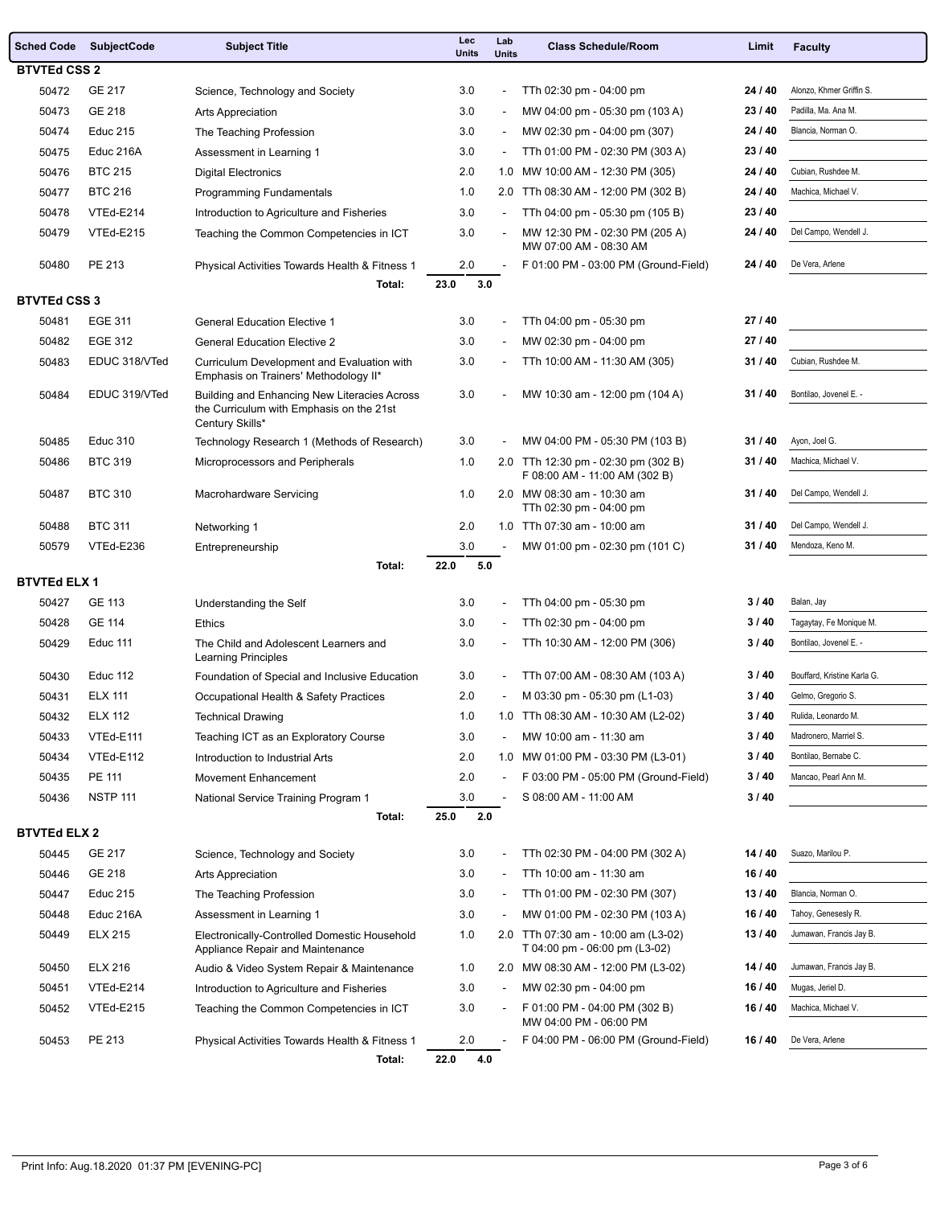| Sched Code | SubjectCode | Subject Title | Lec Units | Lab Units | Class Schedule/Room | Limit | Faculty |
|---|---|---|---|---|---|---|---|
| **BTVTEd CSS 2** | | | | | | | |
| 50472 | GE 217 | Science, Technology and Society | 3.0 | - | TTh 02:30 pm - 04:00 pm | **24 / 40** | Alonzo, Khmer Griffin S. |
| 50473 | GE 218 | Arts Appreciation | 3.0 | - | MW 04:00 pm - 05:30 pm (103 A) | **23 / 40** | Padilla, Ma. Ana M. |
| 50474 | Educ 215 | The Teaching Profession | 3.0 | - | MW 02:30 pm - 04:00 pm (307) | **24 / 40** | Blancia, Norman O. |
| 50475 | Educ 216A | Assessment in Learning 1 | 3.0 | - | TTh 01:00 PM - 02:30 PM (303 A) | **23 / 40** | |
| 50476 | BTC 215 | Digital Electronics | 2.0 | 1.0 | MW 10:00 AM - 12:30 PM (305) | **24 / 40** | Cubian, Rushdee M. |
| 50477 | BTC 216 | Programming Fundamentals | 1.0 | 2.0 | TTh 08:30 AM - 12:00 PM (302 B) | **24 / 40** | Machica, Michael V. |
| 50478 | VTEd-E214 | Introduction to Agriculture and Fisheries | 3.0 | - | TTh 04:00 pm - 05:30 pm (105 B) | **23 / 40** | |
| 50479 | VTEd-E215 | Teaching the Common Competencies in ICT | 3.0 | - | MW 12:30 PM - 02:30 PM (205 A)<br>MW 07:00 AM - 08:30 AM | **24 / 40** | Del Campo, Wendell J. |
| 50480 | PE 213 | Physical Activities Towards Health & Fitness 1 | 2.0 | - | F 01:00 PM - 03:00 PM (Ground-Field) | **24 / 40** | De Vera, Arlene |
| | | **Total:** | **23.0** | **3.0** | | | |
| **BTVTEd CSS 3** | | | | | | | |
| 50481 | EGE 311 | General Education Elective 1 | 3.0 | - | TTh 04:00 pm - 05:30 pm | **27 / 40** | |
| 50482 | EGE 312 | General Education Elective 2 | 3.0 | - | MW 02:30 pm - 04:00 pm | **27 / 40** | |
| 50483 | EDUC 318/VTed | Curriculum Development and Evaluation with Emphasis on Trainers' Methodology II* | 3.0 | - | TTh 10:00 AM - 11:30 AM (305) | **31 / 40** | Cubian, Rushdee M. |
| 50484 | EDUC 319/VTed | Building and Enhancing New Literacies Across the Curriculum with Emphasis on the 21st Century Skills* | 3.0 | - | MW 10:30 am - 12:00 pm (104 A) | **31 / 40** | Bontilao, Jovenel E. - |
| 50485 | Educ 310 | Technology Research 1 (Methods of Research) | 3.0 | - | MW 04:00 PM - 05:30 PM (103 B) | **31 / 40** | Ayon, Joel G. |
| 50486 | BTC 319 | Microprocessors and Peripherals | 1.0 | 2.0 | TTh 12:30 pm - 02:30 pm (302 B)<br>F 08:00 AM - 11:00 AM (302 B) | **31 / 40** | Machica, Michael V. |
| 50487 | BTC 310 | Macrohardware Servicing | 1.0 | 2.0 | MW 08:30 am - 10:30 am<br>TTh 02:30 pm - 04:00 pm | **31 / 40** | Del Campo, Wendell J. |
| 50488 | BTC 311 | Networking 1 | 2.0 | 1.0 | TTh 07:30 am - 10:00 am | **31 / 40** | Del Campo, Wendell J. |
| 50579 | VTEd-E236 | Entrepreneurship | 3.0 | - | MW 01:00 pm - 02:30 pm (101 C) | **31 / 40** | Mendoza, Keno M. |
| | | **Total:** | **22.0** | **5.0** | | | |
| **BTVTEd ELX 1** | | | | | | | |
| 50427 | GE 113 | Understanding the Self | 3.0 | - | TTh 04:00 pm - 05:30 pm | **3 / 40** | Balan, Jay |
| 50428 | GE 114 | Ethics | 3.0 | - | TTh 02:30 pm - 04:00 pm | **3 / 40** | Tagaytay, Fe Monique M. |
| 50429 | Educ 111 | The Child and Adolescent Learners and Learning Principles | 3.0 | - | TTh 10:30 AM - 12:00 PM (306) | **3 / 40** | Bontilao, Jovenel E. - |
| 50430 | Educ 112 | Foundation of Special and Inclusive Education | 3.0 | - | TTh 07:00 AM - 08:30 AM (103 A) | **3 / 40** | Bouffard, Kristine Karla G. |
| 50431 | ELX 111 | Occupational Health & Safety Practices | 2.0 | - | M 03:30 pm - 05:30 pm (L1-03) | **3 / 40** | Gelmo, Gregorio S. |
| 50432 | ELX 112 | Technical Drawing | 1.0 | 1.0 | TTh 08:30 AM - 10:30 AM (L2-02) | **3 / 40** | Rulida, Leonardo M. |
| 50433 | VTEd-E111 | Teaching ICT as an Exploratory Course | 3.0 | - | MW 10:00 am - 11:30 am | **3 / 40** | Madronero, Marriel S. |
| 50434 | VTEd-E112 | Introduction to Industrial Arts | 2.0 | 1.0 | MW 01:00 PM - 03:30 PM (L3-01) | **3 / 40** | Bontilao, Bernabe C. |
| 50435 | PE 111 | Movement Enhancement | 2.0 | - | F 03:00 PM - 05:00 PM (Ground-Field) | **3 / 40** | Mancao, Pearl Ann M. |
| 50436 | NSTP 111 | National Service Training Program 1 | 3.0 | - | S 08:00 AM - 11:00 AM | **3 / 40** | |
| | | **Total:** | **25.0** | **2.0** | | | |
| **BTVTEd ELX 2** | | | | | | | |
| 50445 | GE 217 | Science, Technology and Society | 3.0 | - | TTh 02:30 PM - 04:00 PM (302 A) | **14 / 40** | Suazo, Marilou P. |
| 50446 | GE 218 | Arts Appreciation | 3.0 | - | TTh 10:00 am - 11:30 am | **16 / 40** | |
| 50447 | Educ 215 | The Teaching Profession | 3.0 | - | TTh 01:00 PM - 02:30 PM (307) | **13 / 40** | Blancia, Norman O. |
| 50448 | Educ 216A | Assessment in Learning 1 | 3.0 | - | MW 01:00 PM - 02:30 PM (103 A) | **16 / 40** | Tahoy, Genesesly R. |
| 50449 | ELX 215 | Electronically-Controlled Domestic Household Appliance Repair and Maintenance | 1.0 | 2.0 | TTh 07:30 am - 10:00 am (L3-02)<br>T 04:00 pm - 06:00 pm (L3-02) | **13 / 40** | Jumawan, Francis Jay B. |
| 50450 | ELX 216 | Audio & Video System Repair & Maintenance | 1.0 | 2.0 | MW 08:30 AM - 12:00 PM (L3-02) | **14 / 40** | Jumawan, Francis Jay B. |
| 50451 | VTEd-E214 | Introduction to Agriculture and Fisheries | 3.0 | - | MW 02:30 pm - 04:00 pm | **16 / 40** | Mugas, Jeriel D. |
| 50452 | VTEd-E215 | Teaching the Common Competencies in ICT | 3.0 | - | F 01:00 PM - 04:00 PM (302 B)<br>MW 04:00 PM - 06:00 PM | **16 / 40** | Machica, Michael V. |
| 50453 | PE 213 | Physical Activities Towards Health & Fitness 1 | 2.0 | - | F 04:00 PM - 06:00 PM (Ground-Field) | **16 / 40** | De Vera, Arlene |
| | | **Total:** | **22.0** | **4.0** | | | |

Print Info: Aug.18.2020 01:37 PM [EVENING-PC]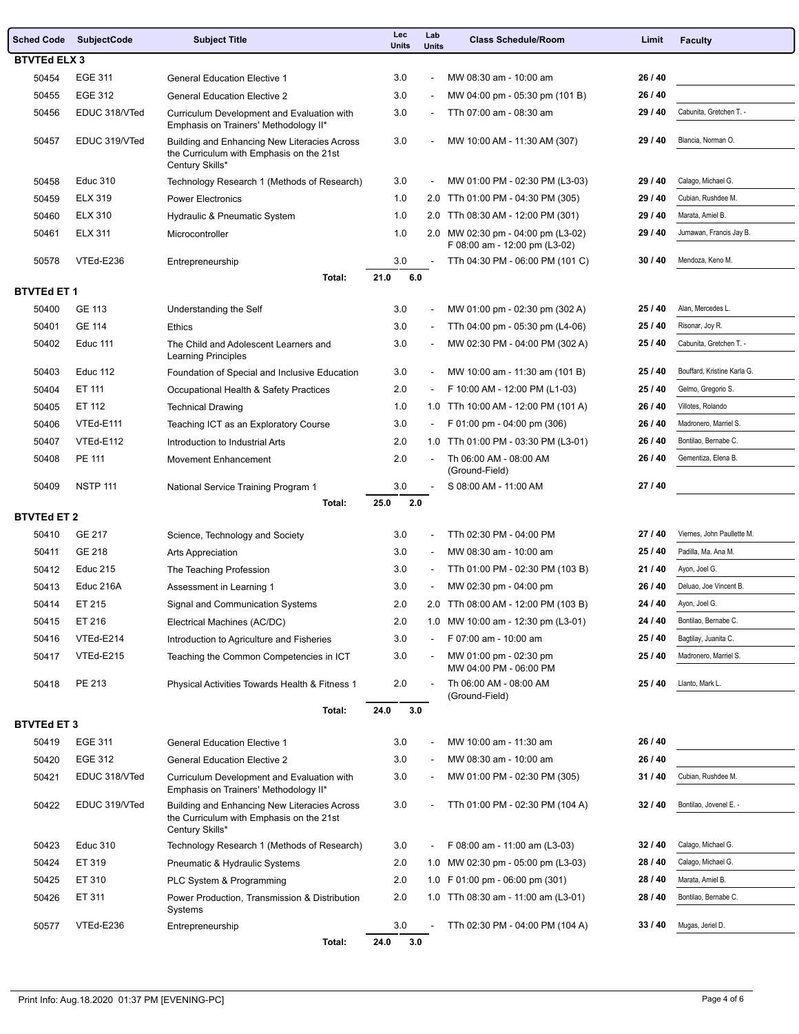| Sched Code | SubjectCode | Subject Title | Lec Units | Lab Units | Class Schedule/Room | Limit | Faculty |
|---|---|---|---|---|---|---|---|
| **BTVTEd ELX 3** | | | | | | | |
| 50454 | EGE 311 | General Education Elective 1 | 3.0 | - | MW 08:30 am - 10:00 am | 26 / 40 | |
| 50455 | EGE 312 | General Education Elective 2 | 3.0 | - | MW 04:00 pm - 05:30 pm (101 B) | 26 / 40 | |
| 50456 | EDUC 318/VTed | Curriculum Development and Evaluation with Emphasis on Trainers' Methodology II* | 3.0 | - | TTh 07:00 am - 08:30 am | 29 / 40 | Cabunita, Gretchen T. - |
| 50457 | EDUC 319/VTed | Building and Enhancing New Literacies Across the Curriculum with Emphasis on the 21st Century Skills* | 3.0 | - | MW 10:00 AM - 11:30 AM (307) | 29 / 40 | Blancia, Norman O. |
| 50458 | Educ 310 | Technology Research 1 (Methods of Research) | 3.0 | - | MW 01:00 PM - 02:30 PM (L3-03) | 29 / 40 | Calago, Michael G. |
| 50459 | ELX 319 | Power Electronics | 1.0 | 2.0 | TTh 01:00 PM - 04:30 PM (305) | 29 / 40 | Cubian, Rushdee M. |
| 50460 | ELX 310 | Hydraulic & Pneumatic System | 1.0 | 2.0 | TTh 08:30 AM - 12:00 PM (301) | 29 / 40 | Marata, Amiel B. |
| 50461 | ELX 311 | Microcontroller | 1.0 | 2.0 | MW 02:30 pm - 04:00 pm (L3-02) F 08:00 am - 12:00 pm (L3-02) | 29 / 40 | Jumawan, Francis Jay B. |
| 50578 | VTEd-E236 | Entrepreneurship | 3.0 | - | TTh 04:30 PM - 06:00 PM (101 C) | 30 / 40 | Mendoza, Keno M. |
| | | **Total:** | 21.0 | 6.0 | | | |
| **BTVTEd ET 1** | | | | | | | |
| 50400 | GE 113 | Understanding the Self | 3.0 | - | MW 01:00 pm - 02:30 pm (302 A) | 25 / 40 | Alan, Mercedes L. |
| 50401 | GE 114 | Ethics | 3.0 | - | TTh 04:00 pm - 05:30 pm (L4-06) | 25 / 40 | Risonar, Joy R. |
| 50402 | Educ 111 | The Child and Adolescent Learners and Learning Principles | 3.0 | - | MW 02:30 PM - 04:00 PM (302 A) | 25 / 40 | Cabunita, Gretchen T. - |
| 50403 | Educ 112 | Foundation of Special and Inclusive Education | 3.0 | - | MW 10:00 am - 11:30 am (101 B) | 25 / 40 | Bouffard, Kristine Karla G. |
| 50404 | ET 111 | Occupational Health & Safety Practices | 2.0 | - | F 10:00 AM - 12:00 PM (L1-03) | 25 / 40 | Gelmo, Gregorio S. |
| 50405 | ET 112 | Technical Drawing | 1.0 | 1.0 | TTh 10:00 AM - 12:00 PM (101 A) | 26 / 40 | Villotes, Rolando |
| 50406 | VTEd-E111 | Teaching ICT as an Exploratory Course | 3.0 | - | F 01:00 pm - 04:00 pm (306) | 26 / 40 | Madronero, Marriel S. |
| 50407 | VTEd-E112 | Introduction to Industrial Arts | 2.0 | 1.0 | TTh 01:00 PM - 03:30 PM (L3-01) | 26 / 40 | Bontilao, Bernabe C. |
| 50408 | PE 111 | Movement Enhancement | 2.0 | - | Th 06:00 AM - 08:00 AM (Ground-Field) | 26 / 40 | Gementiza, Elena B. |
| 50409 | NSTP 111 | National Service Training Program 1 | 3.0 | - | S 08:00 AM - 11:00 AM | 27 / 40 | |
| | | **Total:** | 25.0 | 2.0 | | | |
| **BTVTEd ET 2** | | | | | | | |
| 50410 | GE 217 | Science, Technology and Society | 3.0 | - | TTh 02:30 PM - 04:00 PM | 27 / 40 | Viernes, John Paullette M. |
| 50411 | GE 218 | Arts Appreciation | 3.0 | - | MW 08:30 am - 10:00 am | 25 / 40 | Padilla, Ma. Ana M. |
| 50412 | Educ 215 | The Teaching Profession | 3.0 | - | TTh 01:00 PM - 02:30 PM (103 B) | 21 / 40 | Ayon, Joel G. |
| 50413 | Educ 216A | Assessment in Learning 1 | 3.0 | - | MW 02:30 pm - 04:00 pm | 26 / 40 | Deluao, Joe Vincent B. |
| 50414 | ET 215 | Signal and Communication Systems | 2.0 | 2.0 | TTh 08:00 AM - 12:00 PM (103 B) | 24 / 40 | Ayon, Joel G. |
| 50415 | ET 216 | Electrical Machines (AC/DC) | 2.0 | 1.0 | MW 10:00 am - 12:30 pm (L3-01) | 24 / 40 | Bontilao, Bernabe C. |
| 50416 | VTEd-E214 | Introduction to Agriculture and Fisheries | 3.0 | - | F 07:00 am - 10:00 am | 25 / 40 | Bagtilay, Juanita C. |
| 50417 | VTEd-E215 | Teaching the Common Competencies in ICT | 3.0 | - | MW 01:00 pm - 02:30 pm MW 04:00 PM - 06:00 PM | 25 / 40 | Madronero, Marriel S. |
| 50418 | PE 213 | Physical Activities Towards Health & Fitness 1 | 2.0 | - | Th 06:00 AM - 08:00 AM (Ground-Field) | 25 / 40 | Llanto, Mark L. |
| | | **Total:** | 24.0 | 3.0 | | | |
| **BTVTEd ET 3** | | | | | | | |
| 50419 | EGE 311 | General Education Elective 1 | 3.0 | - | MW 10:00 am - 11:30 am | 26 / 40 | |
| 50420 | EGE 312 | General Education Elective 2 | 3.0 | - | MW 08:30 am - 10:00 am | 26 / 40 | |
| 50421 | EDUC 318/VTed | Curriculum Development and Evaluation with Emphasis on Trainers' Methodology II* | 3.0 | - | MW 01:00 PM - 02:30 PM (305) | 31 / 40 | Cubian, Rushdee M. |
| 50422 | EDUC 319/VTed | Building and Enhancing New Literacies Across the Curriculum with Emphasis on the 21st Century Skills* | 3.0 | - | TTh 01:00 PM - 02:30 PM (104 A) | 32 / 40 | Bontilao, Jovenel E. - |
| 50423 | Educ 310 | Technology Research 1 (Methods of Research) | 3.0 | - | F 08:00 am - 11:00 am (L3-03) | 32 / 40 | Calago, Michael G. |
| 50424 | ET 319 | Pneumatic & Hydraulic Systems | 2.0 | 1.0 | MW 02:30 pm - 05:00 pm (L3-03) | 28 / 40 | Calago, Michael G. |
| 50425 | ET 310 | PLC System & Programming | 2.0 | 1.0 | F 01:00 pm - 06:00 pm (301) | 28 / 40 | Marata, Amiel B. |
| 50426 | ET 311 | Power Production, Transmission & Distribution Systems | 2.0 | 1.0 | TTh 08:30 am - 11:00 am (L3-01) | 28 / 40 | Bontilao, Bernabe C. |
| 50577 | VTEd-E236 | Entrepreneurship | 3.0 | - | TTh 02:30 PM - 04:00 PM (104 A) | 33 / 40 | Mugas, Jeriel D. |
| | | **Total:** | 24.0 | 3.0 | | | |

Print Info: Aug.18.2020 01:37 PM [EVENING-PC]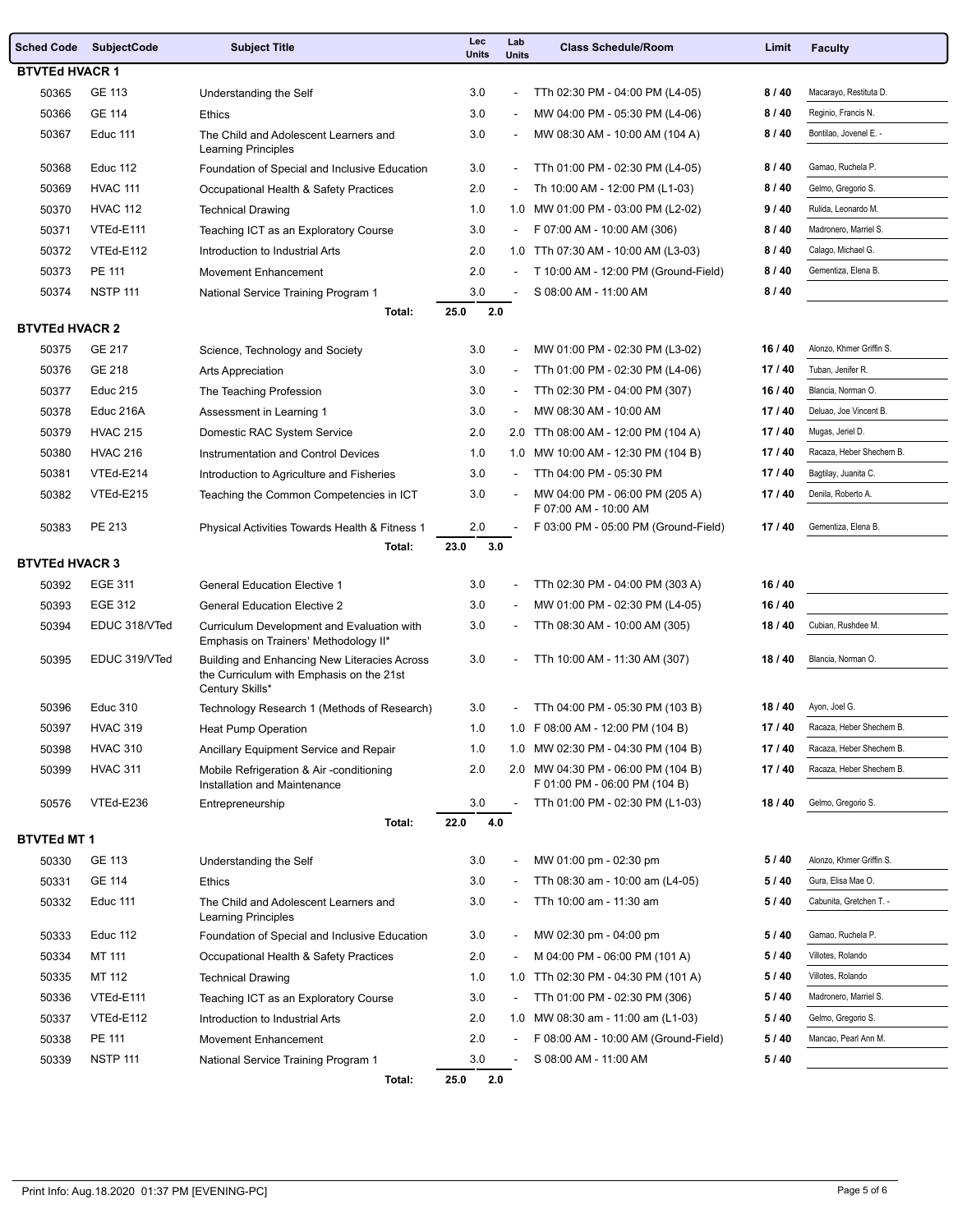| Sched Code | SubjectCode | Subject Title | Lec Units | Lab Units | Class Schedule/Room | Limit | Faculty |
|---|---|---|---|---|---|---|---|
| **BTVTEd HVACR 1** | | | | | | | |
| 50365 | GE 113 | Understanding the Self | 3.0 | - | TTh 02:30 PM - 04:00 PM (L4-05) | **8 / 40** | Macarayo, Restituta D. |
| 50366 | GE 114 | Ethics | 3.0 | - | MW 04:00 PM - 05:30 PM (L4-06) | **8 / 40** | Reginio, Francis N. |
| 50367 | Educ 111 | The Child and Adolescent Learners and Learning Principles | 3.0 | - | MW 08:30 AM - 10:00 AM (104 A) | **8 / 40** | Bontilao, Jovenel E. - |
| 50368 | Educ 112 | Foundation of Special and Inclusive Education | 3.0 | - | TTh 01:00 PM - 02:30 PM (L4-05) | **8 / 40** | Gamao, Ruchela P. |
| 50369 | HVAC 111 | Occupational Health & Safety Practices | 2.0 | - | Th 10:00 AM - 12:00 PM (L1-03) | **8 / 40** | Gelmo, Gregorio S. |
| 50370 | HVAC 112 | Technical Drawing | 1.0 | 1.0 | MW 01:00 PM - 03:00 PM (L2-02) | **9 / 40** | Rulida, Leonardo M. |
| 50371 | VTEd-E111 | Teaching ICT as an Exploratory Course | 3.0 | - | F 07:00 AM - 10:00 AM (306) | **8 / 40** | Madronero, Marriel S. |
| 50372 | VTEd-E112 | Introduction to Industrial Arts | 2.0 | 1.0 | TTh 07:30 AM - 10:00 AM (L3-03) | **8 / 40** | Calago, Michael G. |
| 50373 | PE 111 | Movement Enhancement | 2.0 | - | T 10:00 AM - 12:00 PM (Ground-Field) | **8 / 40** | Gementiza, Elena B. |
| 50374 | NSTP 111 | National Service Training Program 1 | 3.0 | - | S 08:00 AM - 11:00 AM | **8 / 40** | |
| | | **Total:** | **25.0** | **2.0** | | | |
| **BTVTEd HVACR 2** | | | | | | | |
| 50375 | GE 217 | Science, Technology and Society | 3.0 | - | MW 01:00 PM - 02:30 PM (L3-02) | **16 / 40** | Alonzo, Khmer Griffin S. |
| 50376 | GE 218 | Arts Appreciation | 3.0 | - | TTh 01:00 PM - 02:30 PM (L4-06) | **17 / 40** | Tuban, Jenifer R. |
| 50377 | Educ 215 | The Teaching Profession | 3.0 | - | TTh 02:30 PM - 04:00 PM (307) | **16 / 40** | Blancia, Norman O. |
| 50378 | Educ 216A | Assessment in Learning 1 | 3.0 | - | MW 08:30 AM - 10:00 AM | **17 / 40** | Deluao, Joe Vincent B. |
| 50379 | HVAC 215 | Domestic RAC System Service | 2.0 | 2.0 | TTh 08:00 AM - 12:00 PM (104 A) | **17 / 40** | Mugas, Jeriel D. |
| 50380 | HVAC 216 | Instrumentation and Control Devices | 1.0 | 1.0 | MW 10:00 AM - 12:30 PM (104 B) | **17 / 40** | Racaza, Heber Shechem B. |
| 50381 | VTEd-E214 | Introduction to Agriculture and Fisheries | 3.0 | - | TTh 04:00 PM - 05:30 PM | **17 / 40** | Bagtilay, Juanita C. |
| 50382 | VTEd-E215 | Teaching the Common Competencies in ICT | 3.0 | - | MW 04:00 PM - 06:00 PM (205 A) F 07:00 AM - 10:00 AM | **17 / 40** | Denila, Roberto A. |
| 50383 | PE 213 | Physical Activities Towards Health & Fitness 1 | 2.0 | - | F 03:00 PM - 05:00 PM (Ground-Field) | **17 / 40** | Gementiza, Elena B. |
| | | **Total:** | **23.0** | **3.0** | | | |
| **BTVTEd HVACR 3** | | | | | | | |
| 50392 | EGE 311 | General Education Elective 1 | 3.0 | - | TTh 02:30 PM - 04:00 PM (303 A) | **16 / 40** | |
| 50393 | EGE 312 | General Education Elective 2 | 3.0 | - | MW 01:00 PM - 02:30 PM (L4-05) | **16 / 40** | |
| 50394 | EDUC 318/VTed | Curriculum Development and Evaluation with Emphasis on Trainers' Methodology II* | 3.0 | - | TTh 08:30 AM - 10:00 AM (305) | **18 / 40** | Cubian, Rushdee M. |
| 50395 | EDUC 319/VTed | Building and Enhancing New Literacies Across the Curriculum with Emphasis on the 21st Century Skills* | 3.0 | - | TTh 10:00 AM - 11:30 AM (307) | **18 / 40** | Blancia, Norman O. |
| 50396 | Educ 310 | Technology Research 1 (Methods of Research) | 3.0 | - | TTh 04:00 PM - 05:30 PM (103 B) | **18 / 40** | Ayon, Joel G. |
| 50397 | HVAC 319 | Heat Pump Operation | 1.0 | 1.0 | F 08:00 AM - 12:00 PM (104 B) | **17 / 40** | Racaza, Heber Shechem B. |
| 50398 | HVAC 310 | Ancillary Equipment Service and Repair | 1.0 | 1.0 | MW 02:30 PM - 04:30 PM (104 B) | **17 / 40** | Racaza, Heber Shechem B. |
| 50399 | HVAC 311 | Mobile Refrigeration & Air -conditioning Installation and Maintenance | 2.0 | 2.0 | MW 04:30 PM - 06:00 PM (104 B) F 01:00 PM - 06:00 PM (104 B) | **17 / 40** | Racaza, Heber Shechem B. |
| 50576 | VTEd-E236 | Entrepreneurship | 3.0 | - | TTh 01:00 PM - 02:30 PM (L1-03) | **18 / 40** | Gelmo, Gregorio S. |
| | | **Total:** | **22.0** | **4.0** | | | |
| **BTVTEd MT 1** | | | | | | | |
| 50330 | GE 113 | Understanding the Self | 3.0 | - | MW 01:00 pm - 02:30 pm | **5 / 40** | Alonzo, Khmer Griffin S. |
| 50331 | GE 114 | Ethics | 3.0 | - | TTh 08:30 am - 10:00 am (L4-05) | **5 / 40** | Gura, Elisa Mae O. |
| 50332 | Educ 111 | The Child and Adolescent Learners and Learning Principles | 3.0 | - | TTh 10:00 am - 11:30 am | **5 / 40** | Cabunita, Gretchen T. - |
| 50333 | Educ 112 | Foundation of Special and Inclusive Education | 3.0 | - | MW 02:30 pm - 04:00 pm | **5 / 40** | Gamao, Ruchela P. |
| 50334 | MT 111 | Occupational Health & Safety Practices | 2.0 | - | M 04:00 PM - 06:00 PM (101 A) | **5 / 40** | Villotes, Rolando |
| 50335 | MT 112 | Technical Drawing | 1.0 | 1.0 | TTh 02:30 PM - 04:30 PM (101 A) | **5 / 40** | Villotes, Rolando |
| 50336 | VTEd-E111 | Teaching ICT as an Exploratory Course | 3.0 | - | TTh 01:00 PM - 02:30 PM (306) | **5 / 40** | Madronero, Marriel S. |
| 50337 | VTEd-E112 | Introduction to Industrial Arts | 2.0 | 1.0 | MW 08:30 AM - 11:00 am (L1-03) | **5 / 40** | Gelmo, Gregorio S. |
| 50338 | PE 111 | Movement Enhancement | 2.0 | - | F 08:00 AM - 10:00 AM (Ground-Field) | **5 / 40** | Mancao, Pearl Ann M. |
| 50339 | NSTP 111 | National Service Training Program 1 | 3.0 | - | S 08:00 AM - 11:00 AM | **5 / 40** | |
| | | **Total:** | **25.0** | **2.0** | | | |

Print Info: Aug.18.2020 01:37 PM [EVENING-PC]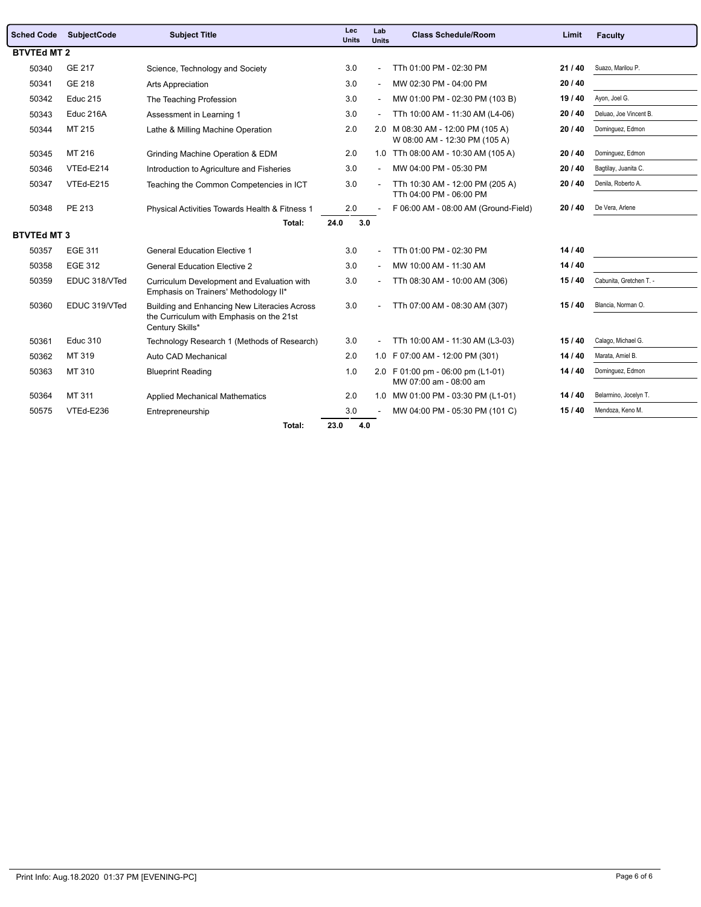| Sched Code | SubjectCode | Subject Title | Lec Units | Lab Units | Class Schedule/Room | Limit | Faculty |
|---|---|---|---|---|---|---|---|
| **BTVTEd MT 2** | | | | | | | |
| 50340 | GE 217 | Science, Technology and Society | 3.0 | - | TTh 01:00 PM - 02:30 PM | **21 / 40** | Suazo, Marilou P. |
| 50341 | GE 218 | Arts Appreciation | 3.0 | - | MW 02:30 PM - 04:00 PM | **20 / 40** | |
| 50342 | Educ 215 | The Teaching Profession | 3.0 | - | MW 01:00 PM - 02:30 PM (103 B) | **19 / 40** | Ayon, Joel G. |
| 50343 | Educ 216A | Assessment in Learning 1 | 3.0 | - | TTh 10:00 AM - 11:30 AM (L4-06) | **20 / 40** | Deluao, Joe Vincent B. |
| 50344 | MT 215 | Lathe & Milling Machine Operation | 2.0 | 2.0 | M 08:30 AM - 12:00 PM (105 A)<br>W 08:00 AM - 12:30 PM (105 A) | **20 / 40** | Dominguez, Edmon |
| 50345 | MT 216 | Grinding Machine Operation & EDM | 2.0 | 1.0 | TTh 08:00 AM - 10:30 AM (105 A) | **20 / 40** | Dominguez, Edmon |
| 50346 | VTEd-E214 | Introduction to Agriculture and Fisheries | 3.0 | - | MW 04:00 PM - 05:30 PM | **20 / 40** | Bagtilay, Juanita C. |
| 50347 | VTEd-E215 | Teaching the Common Competencies in ICT | 3.0 | - | TTh 10:30 AM - 12:00 PM (205 A)<br>TTh 04:00 PM - 06:00 PM | **20 / 40** | Denila, Roberto A. |
| 50348 | PE 213 | Physical Activities Towards Health & Fitness 1 | 2.0 | - | F 06:00 AM - 08:00 AM (Ground-Field) | **20 / 40** | De Vera, Arlene |
| | | **Total:** | **24.0** | **3.0** | | | |
| **BTVTEd MT 3** | | | | | | | |
| 50357 | EGE 311 | General Education Elective 1 | 3.0 | - | TTh 01:00 PM - 02:30 PM | **14 / 40** | |
| 50358 | EGE 312 | General Education Elective 2 | 3.0 | - | MW 10:00 AM - 11:30 AM | **14 / 40** | |
| 50359 | EDUC 318/VTed | Curriculum Development and Evaluation with Emphasis on Trainers' Methodology II* | 3.0 | - | TTh 08:30 AM - 10:00 AM (306) | **15 / 40** | Cabunita, Gretchen T. - |
| 50360 | EDUC 319/VTed | Building and Enhancing New Literacies Across the Curriculum with Emphasis on the 21st Century Skills* | 3.0 | - | TTh 07:00 AM - 08:30 AM (307) | **15 / 40** | Blancia, Norman O. |
| 50361 | Educ 310 | Technology Research 1 (Methods of Research) | 3.0 | - | TTh 10:00 AM - 11:30 AM (L3-03) | **15 / 40** | Calago, Michael G. |
| 50362 | MT 319 | Auto CAD Mechanical | 2.0 | 1.0 | F 07:00 AM - 12:00 PM (301) | **14 / 40** | Marata, Amiel B. |
| 50363 | MT 310 | Blueprint Reading | 1.0 | 2.0 | F 01:00 pm - 06:00 pm (L1-01)<br>MW 07:00 am - 08:00 am | **14 / 40** | Dominguez, Edmon |
| 50364 | MT 311 | Applied Mechanical Mathematics | 2.0 | 1.0 | MW 01:00 PM - 03:30 PM (L1-01) | **14 / 40** | Belarmino, Jocelyn T. |
| 50575 | VTEd-E236 | Entrepreneurship | 3.0 | - | MW 04:00 PM - 05:30 PM (101 C) | **15 / 40** | Mendoza, Keno M. |
| | | **Total:** | **23.0** | **4.0** | | | |

Print Info: Aug.18.2020 01:37 PM [EVENING-PC]